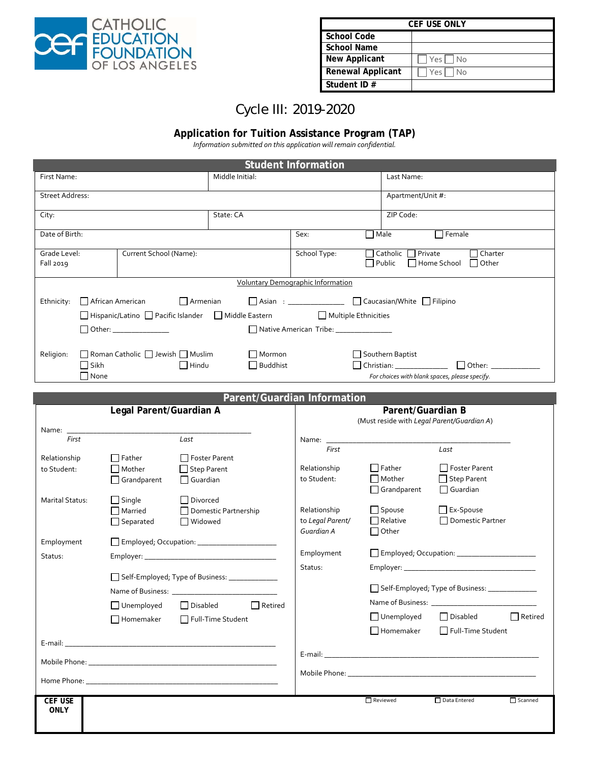CATHOLIC EDUCATION FOUNDATION OF LOS ANGELES

| CEF USE ONLY | |
|---|---|
| School Code | |
| School Name | |
| New Applicant | ☐ Yes ☐ No |
| Renewal Applicant | ☐ Yes ☐ No |
| Student ID # | |

# Cycle III: 2019-2020

## Application for Tuition Assistance Program (TAP)

*Information submitted on this application will remain confidential.*

## Student Information

| | | |
|---|---|---|
| First Name: | Middle Initial: | Last Name: |
| Street Address: | | Apartment/Unit #: |
| City: | State: CA | ZIP Code: |
| Date of Birth: | Sex: ☐ Male ☐ Female | |
| Grade Level: Fall 2019 | Current School (Name): | School Type: ☐ Catholic ☐ Private ☐ Charter ☐ Public ☐ Home School ☐ Other |

Voluntary Demographic Information

Ethnicity: ☐ African American ☐ Armenian ☐ Asian : ______________ ☐ Caucasian/White ☐ Filipino ☐ Hispanic/Latino ☐ Pacific Islander ☐ Middle Eastern ☐ Multiple Ethnicities ☐ Other: ______________ ☐ Native American Tribe: ______________

Religion: ☐ Roman Catholic ☐ Jewish ☐ Muslim ☐ Mormon ☐ Southern Baptist ☐ Sikh ☐ Hindu ☐ Buddhist ☐ Christian: ______________ ☐ Other: ______________ ☐ None

*For choices with blank spaces, please specify.*

## Parent/Guardian Information

### Legal Parent/Guardian A

Name: ______________________________________________
*First* *Last*

Relationship to Student: ☐ Father ☐ Foster Parent ☐ Mother ☐ Step Parent ☐ Grandparent ☐ Guardian

Marital Status: ☐ Single ☐ Divorced ☐ Married ☐ Domestic Partnership ☐ Separated ☐ Widowed

Employment Status: ☐ Employed; Occupation: ____________________
Employer: ______________________________
☐ Self-Employed; Type of Business: ____________
Name of Business: __________________________
☐ Unemployed ☐ Disabled ☐ Retired
☐ Homemaker ☐ Full-Time Student

E-mail: ______________________________________________

Mobile Phone: ______________________________________________

Home Phone: ______________________________________________

### Parent/Guardian B

(Must reside with *Legal Parent/Guardian A*)

Name: ______________________________________________
*First* *Last*

Relationship to Student: ☐ Father ☐ Foster Parent ☐ Mother ☐ Step Parent ☐ Grandparent ☐ Guardian

Relationship to *Legal Parent/ Guardian A*: ☐ Spouse ☐ Ex-Spouse ☐ Relative ☐ Domestic Partner ☐ Other

Employment Status: ☐ Employed; Occupation: ____________________
Employer: ______________________________
☐ Self-Employed; Type of Business: ____________
Name of Business: __________________________
☐ Unemployed ☐ Disabled ☐ Retired
☐ Homemaker ☐ Full-Time Student

E-mail: ______________________________________________

Mobile Phone: ______________________________________________

| CEF USE ONLY | ☐ Reviewed | ☐ Data Entered | ☐ Scanned |
|---|---|---|---|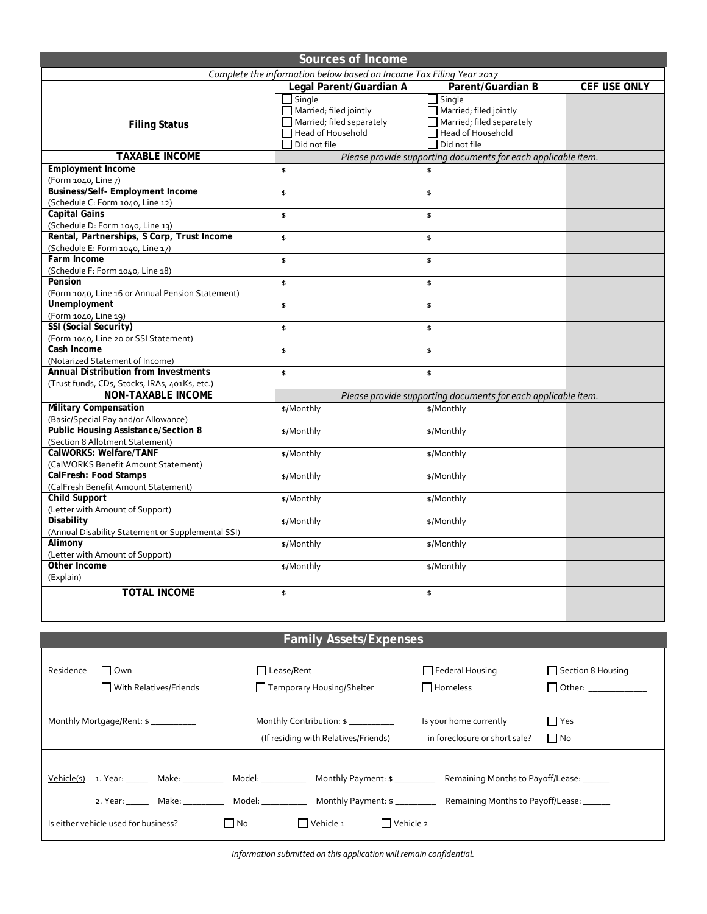## Sources of Income

*Complete the information below based on Income Tax Filing Year 2017*

| | Legal Parent/Guardian A | Parent/Guardian B | CEF USE ONLY |
|---|---|---|---|
| **Filing Status** | ☐ Single<br>☐ Married; filed jointly<br>☐ Married; filed separately<br>☐ Head of Household<br>☐ Did not file | ☐ Single<br>☐ Married; filed jointly<br>☐ Married; filed separately<br>☐ Head of Household<br>☐ Did not file | |
| **TAXABLE INCOME** | *Please provide supporting documents for each applicable item.* | | |
| **Employment Income**<br>(Form 1040, Line 7) | $ | $ | |
| **Business/Self- Employment Income**<br>(Schedule C: Form 1040, Line 12) | $ | $ | |
| **Capital Gains**<br>(Schedule D: Form 1040, Line 13) | $ | $ | |
| **Rental, Partnerships, S Corp, Trust Income**<br>(Schedule E: Form 1040, Line 17) | $ | $ | |
| **Farm Income**<br>(Schedule F: Form 1040, Line 18) | $ | $ | |
| **Pension**<br>(Form 1040, Line 16 or Annual Pension Statement) | $ | $ | |
| **Unemployment**<br>(Form 1040, Line 19) | $ | $ | |
| **SSI (Social Security)**<br>(Form 1040, Line 20 or SSI Statement) | $ | $ | |
| **Cash Income**<br>(Notarized Statement of Income) | $ | $ | |
| **Annual Distribution from Investments**<br>(Trust funds, CDs, Stocks, IRAs, 401Ks, etc.) | $ | $ | |
| **NON-TAXABLE INCOME** | *Please provide supporting documents for each applicable item.* | | |
| **Military Compensation**<br>(Basic/Special Pay and/or Allowance) | $/Monthly | $/Monthly | |
| **Public Housing Assistance/Section 8**<br>(Section 8 Allotment Statement) | $/Monthly | $/Monthly | |
| **CalWORKS: Welfare/TANF**<br>(CalWORKS Benefit Amount Statement) | $/Monthly | $/Monthly | |
| **CalFresh: Food Stamps**<br>(CalFresh Benefit Amount Statement) | $/Monthly | $/Monthly | |
| **Child Support**<br>(Letter with Amount of Support) | $/Monthly | $/Monthly | |
| **Disability**<br>(Annual Disability Statement or Supplemental SSI) | $/Monthly | $/Monthly | |
| **Alimony**<br>(Letter with Amount of Support) | $/Monthly | $/Monthly | |
| **Other Income**<br>(Explain) | $/Monthly | $/Monthly | |
| **TOTAL INCOME** | $ | $ | |

## Family Assets/Expenses

Residence ☐ Own ☐ Lease/Rent ☐ Federal Housing ☐ Section 8 Housing

☐ With Relatives/Friends ☐ Temporary Housing/Shelter ☐ Homeless ☐ Other: ____________

Monthly Mortgage/Rent: $ __________

Monthly Contribution: $ __________ (If residing with Relatives/Friends)

Is your home currently in foreclosure or short sale? ☐ Yes ☐ No

Vehicle(s) 1. Year: _____ Make: _________ Model: __________ Monthly Payment: $ _________ Remaining Months to Payoff/Lease: ______

2. Year: _____ Make: _________ Model: __________ Monthly Payment: $ _________ Remaining Months to Payoff/Lease: ______

Is either vehicle used for business? ☐ No ☐ Vehicle 1 ☐ Vehicle 2

*Information submitted on this application will remain confidential.*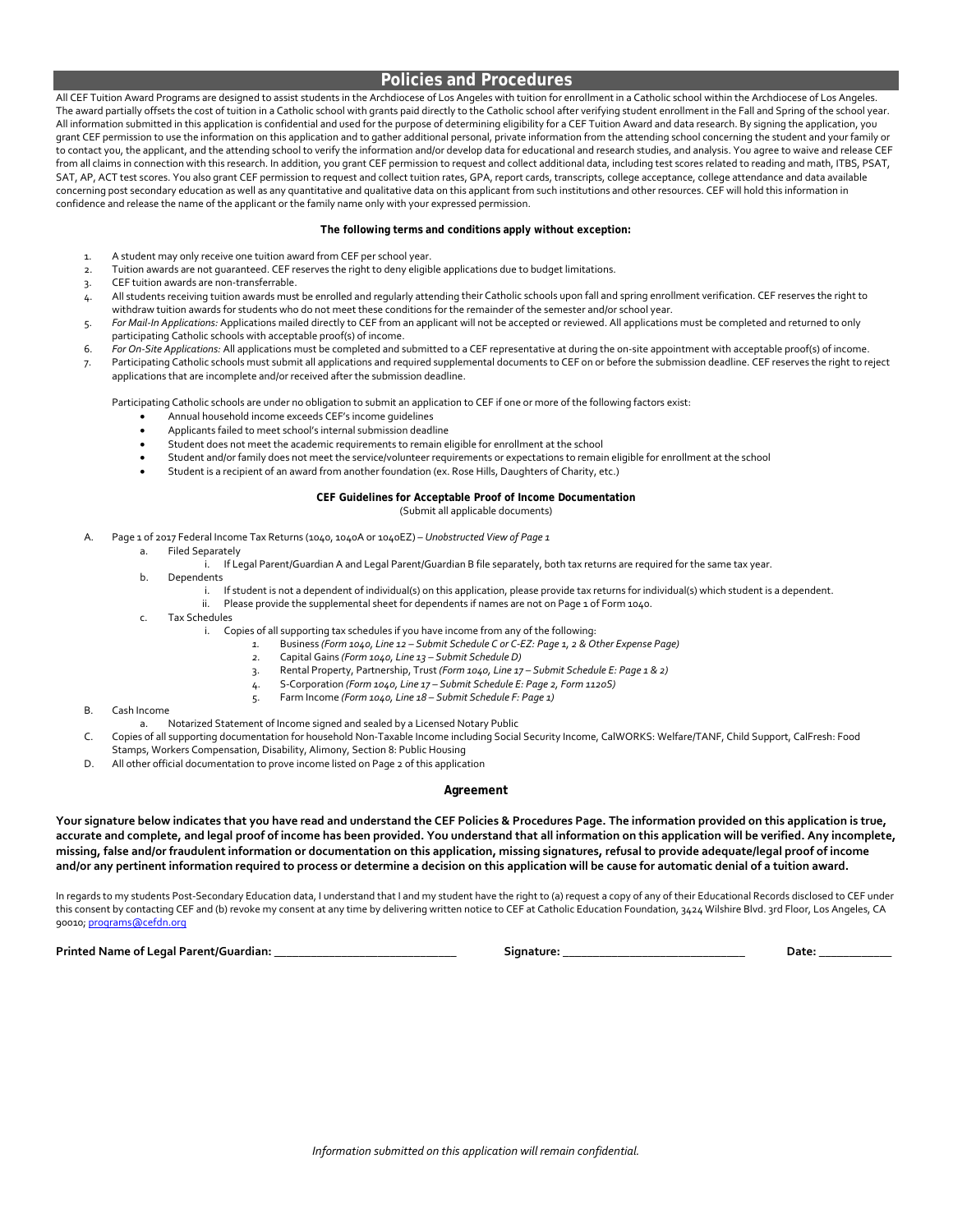## Policies and Procedures

All CEF Tuition Award Programs are designed to assist students in the Archdiocese of Los Angeles with tuition for enrollment in a Catholic school within the Archdiocese of Los Angeles. The award partially offsets the cost of tuition in a Catholic school with grants paid directly to the Catholic school after verifying student enrollment in the Fall and Spring of the school year. All information submitted in this application is confidential and used for the purpose of determining eligibility for a CEF Tuition Award and data research. By signing the application, you grant CEF permission to use the information on this application and to gather additional personal, private information from the attending school concerning the student and your family or to contact you, the applicant, and the attending school to verify the information and/or develop data for educational and research studies, and analysis. You agree to waive and release CEF from all claims in connection with this research. In addition, you grant CEF permission to request and collect additional data, including test scores related to reading and math, ITBS, PSAT, SAT, AP, ACT test scores. You also grant CEF permission to request and collect tuition rates, GPA, report cards, transcripts, college acceptance, college attendance and data available concerning post secondary education as well as any quantitative and qualitative data on this applicant from such institutions and other resources. CEF will hold this information in confidence and release the name of the applicant or the family name only with your expressed permission.

**The following terms and conditions apply without exception:**

1. A student may only receive one tuition award from CEF per school year.
2. Tuition awards are not guaranteed. CEF reserves the right to deny eligible applications due to budget limitations.
3. CEF tuition awards are non-transferrable.
4. All students receiving tuition awards must be enrolled and regularly attending their Catholic schools upon fall and spring enrollment verification. CEF reserves the right to withdraw tuition awards for students who do not meet these conditions for the remainder of the semester and/or school year.
5. *For Mail-In Applications:* Applications mailed directly to CEF from an applicant will not be accepted or reviewed. All applications must be completed and returned to only participating Catholic schools with acceptable proof(s) of income.
6. *For On-Site Applications:* All applications must be completed and submitted to a CEF representative at during the on-site appointment with acceptable proof(s) of income.
7. Participating Catholic schools must submit all applications and required supplemental documents to CEF on or before the submission deadline. CEF reserves the right to reject applications that are incomplete and/or received after the submission deadline.

Participating Catholic schools are under no obligation to submit an application to CEF if one or more of the following factors exist:

- Annual household income exceeds CEF's income guidelines
- Applicants failed to meet school's internal submission deadline
- Student does not meet the academic requirements to remain eligible for enrollment at the school
- Student and/or family does not meet the service/volunteer requirements or expectations to remain eligible for enrollment at the school
- Student is a recipient of an award from another foundation (ex. Rose Hills, Daughters of Charity, etc.)

**CEF Guidelines for Acceptable Proof of Income Documentation**
(Submit all applicable documents)

A. Page 1 of 2017 Federal Income Tax Returns (1040, 1040A or 1040EZ) – *Unobstructed View of Page 1*
   a. Filed Separately
      i. If Legal Parent/Guardian A and Legal Parent/Guardian B file separately, both tax returns are required for the same tax year.
   b. Dependents
      i. If student is not a dependent of individual(s) on this application, please provide tax returns for individual(s) which student is a dependent.
      ii. Please provide the supplemental sheet for dependents if names are not on Page 1 of Form 1040.
   c. Tax Schedules
      i. Copies of all supporting tax schedules if you have income from any of the following:
         1. Business *(Form 1040, Line 12 – Submit Schedule C or C-EZ: Page 1, 2 & Other Expense Page)*
         2. Capital Gains *(Form 1040, Line 13 – Submit Schedule D)*
         3. Rental Property, Partnership, Trust *(Form 1040, Line 17 – Submit Schedule E: Page 1 & 2)*
         4. S-Corporation *(Form 1040, Line 17 – Submit Schedule E: Page 2, Form 1120S)*
         5. Farm Income *(Form 1040, Line 18 – Submit Schedule F: Page 1)*

B. Cash Income
   a. Notarized Statement of Income signed and sealed by a Licensed Notary Public

C. Copies of all supporting documentation for household Non-Taxable Income including Social Security Income, CalWORKS: Welfare/TANF, Child Support, CalFresh: Food Stamps, Workers Compensation, Disability, Alimony, Section 8: Public Housing

D. All other official documentation to prove income listed on Page 2 of this application

**Agreement**

**Your signature below indicates that you have read and understand the CEF Policies & Procedures Page. The information provided on this application is true, accurate and complete, and legal proof of income has been provided. You understand that all information on this application will be verified. Any incomplete, missing, false and/or fraudulent information or documentation on this application, missing signatures, refusal to provide adequate/legal proof of income and/or any pertinent information required to process or determine a decision on this application will be cause for automatic denial of a tuition award.**

In regards to my students Post-Secondary Education data, I understand that I and my student have the right to (a) request a copy of any of their Educational Records disclosed to CEF under this consent by contacting CEF and (b) revoke my consent at any time by delivering written notice to CEF at Catholic Education Foundation, 3424 Wilshire Blvd. 3rd Floor, Los Angeles, CA 90010; programs@cefdn.org

**Printed Name of Legal Parent/Guardian:** ______________________________ **Signature:** ______________________________ **Date:** ____________

*Information submitted on this application will remain confidential.*